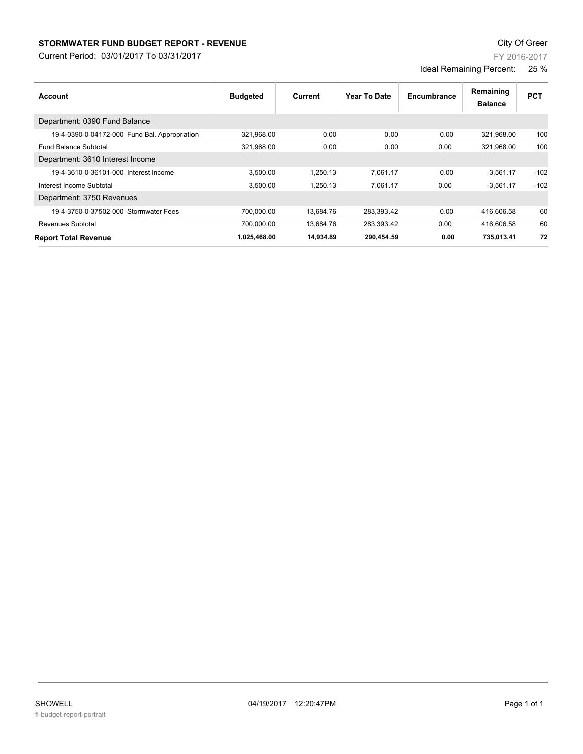## STORMWATER FUND BUDGET REPORT - REVENUE

Current Period: 03/01/2017 To 03/31/2017

City Of Greer

FY 2016-2017

Ideal Remaining Percent: 25 %

| Account | Budgeted | Current | Year To Date | Encumbrance | Remaining Balance | PCT |
|---|---|---|---|---|---|---|
| Department: 0390 Fund Balance | | | | | | |
| 19-4-0390-0-04172-000 Fund Bal. Appropriation | 321,968.00 | 0.00 | 0.00 | 0.00 | 321,968.00 | 100 |
| Fund Balance Subtotal | 321,968.00 | 0.00 | 0.00 | 0.00 | 321,968.00 | 100 |
| Department: 3610 Interest Income | | | | | | |
| 19-4-3610-0-36101-000 Interest Income | 3,500.00 | 1,250.13 | 7,061.17 | 0.00 | -3,561.17 | -102 |
| Interest Income Subtotal | 3,500.00 | 1,250.13 | 7,061.17 | 0.00 | -3,561.17 | -102 |
| Department: 3750 Revenues | | | | | | |
| 19-4-3750-0-37502-000 Stormwater Fees | 700,000.00 | 13,684.76 | 283,393.42 | 0.00 | 416,606.58 | 60 |
| Revenues Subtotal | 700,000.00 | 13,684.76 | 283,393.42 | 0.00 | 416,606.58 | 60 |
| **Report Total Revenue** | **1,025,468.00** | **14,934.89** | **290,454.59** | **0.00** | **735,013.41** | **72** |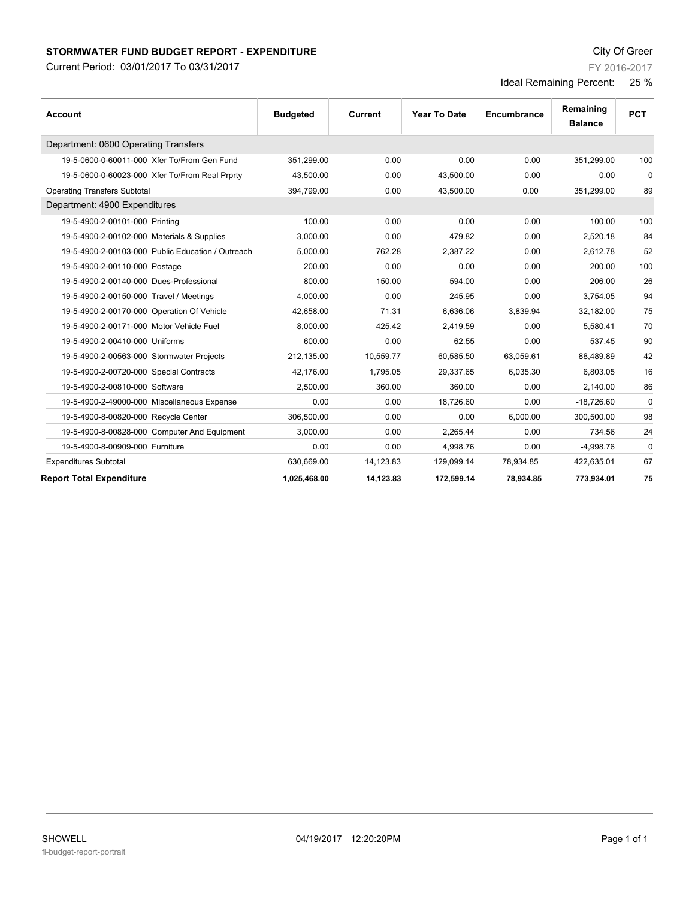**STORMWATER FUND BUDGET REPORT - EXPENDITURE**

Current Period: 03/01/2017 To 03/31/2017

City Of Greer

FY 2016-2017

Ideal Remaining Percent: 25 %

| Account | Budgeted | Current | Year To Date | Encumbrance | Remaining Balance | PCT |
|---|---|---|---|---|---|---|
| Department: 0600 Operating Transfers | | | | | | |
| 19-5-0600-0-60011-000 Xfer To/From Gen Fund | 351,299.00 | 0.00 | 0.00 | 0.00 | 351,299.00 | 100 |
| 19-5-0600-0-60023-000 Xfer To/From Real Prprty | 43,500.00 | 0.00 | 43,500.00 | 0.00 | 0.00 | 0 |
| Operating Transfers Subtotal | 394,799.00 | 0.00 | 43,500.00 | 0.00 | 351,299.00 | 89 |
| Department: 4900 Expenditures | | | | | | |
| 19-5-4900-2-00101-000 Printing | 100.00 | 0.00 | 0.00 | 0.00 | 100.00 | 100 |
| 19-5-4900-2-00102-000 Materials & Supplies | 3,000.00 | 0.00 | 479.82 | 0.00 | 2,520.18 | 84 |
| 19-5-4900-2-00103-000 Public Education / Outreach | 5,000.00 | 762.28 | 2,387.22 | 0.00 | 2,612.78 | 52 |
| 19-5-4900-2-00110-000 Postage | 200.00 | 0.00 | 0.00 | 0.00 | 200.00 | 100 |
| 19-5-4900-2-00140-000 Dues-Professional | 800.00 | 150.00 | 594.00 | 0.00 | 206.00 | 26 |
| 19-5-4900-2-00150-000 Travel / Meetings | 4,000.00 | 0.00 | 245.95 | 0.00 | 3,754.05 | 94 |
| 19-5-4900-2-00170-000 Operation Of Vehicle | 42,658.00 | 71.31 | 6,636.06 | 3,839.94 | 32,182.00 | 75 |
| 19-5-4900-2-00171-000 Motor Vehicle Fuel | 8,000.00 | 425.42 | 2,419.59 | 0.00 | 5,580.41 | 70 |
| 19-5-4900-2-00410-000 Uniforms | 600.00 | 0.00 | 62.55 | 0.00 | 537.45 | 90 |
| 19-5-4900-2-00563-000 Stormwater Projects | 212,135.00 | 10,559.77 | 60,585.50 | 63,059.61 | 88,489.89 | 42 |
| 19-5-4900-2-00720-000 Special Contracts | 42,176.00 | 1,795.05 | 29,337.65 | 6,035.30 | 6,803.05 | 16 |
| 19-5-4900-2-00810-000 Software | 2,500.00 | 360.00 | 360.00 | 0.00 | 2,140.00 | 86 |
| 19-5-4900-2-49000-000 Miscellaneous Expense | 0.00 | 0.00 | 18,726.60 | 0.00 | -18,726.60 | 0 |
| 19-5-4900-8-00820-000 Recycle Center | 306,500.00 | 0.00 | 0.00 | 6,000.00 | 300,500.00 | 98 |
| 19-5-4900-8-00828-000 Computer And Equipment | 3,000.00 | 0.00 | 2,265.44 | 0.00 | 734.56 | 24 |
| 19-5-4900-8-00909-000 Furniture | 0.00 | 0.00 | 4,998.76 | 0.00 | -4,998.76 | 0 |
| Expenditures Subtotal | 630,669.00 | 14,123.83 | 129,099.14 | 78,934.85 | 422,635.01 | 67 |
| **Report Total Expenditure** | **1,025,468.00** | **14,123.83** | **172,599.14** | **78,934.85** | **773,934.01** | **75** |

SHOWELL 04/19/2017 12:20:20PM

fl-budget-report-portrait